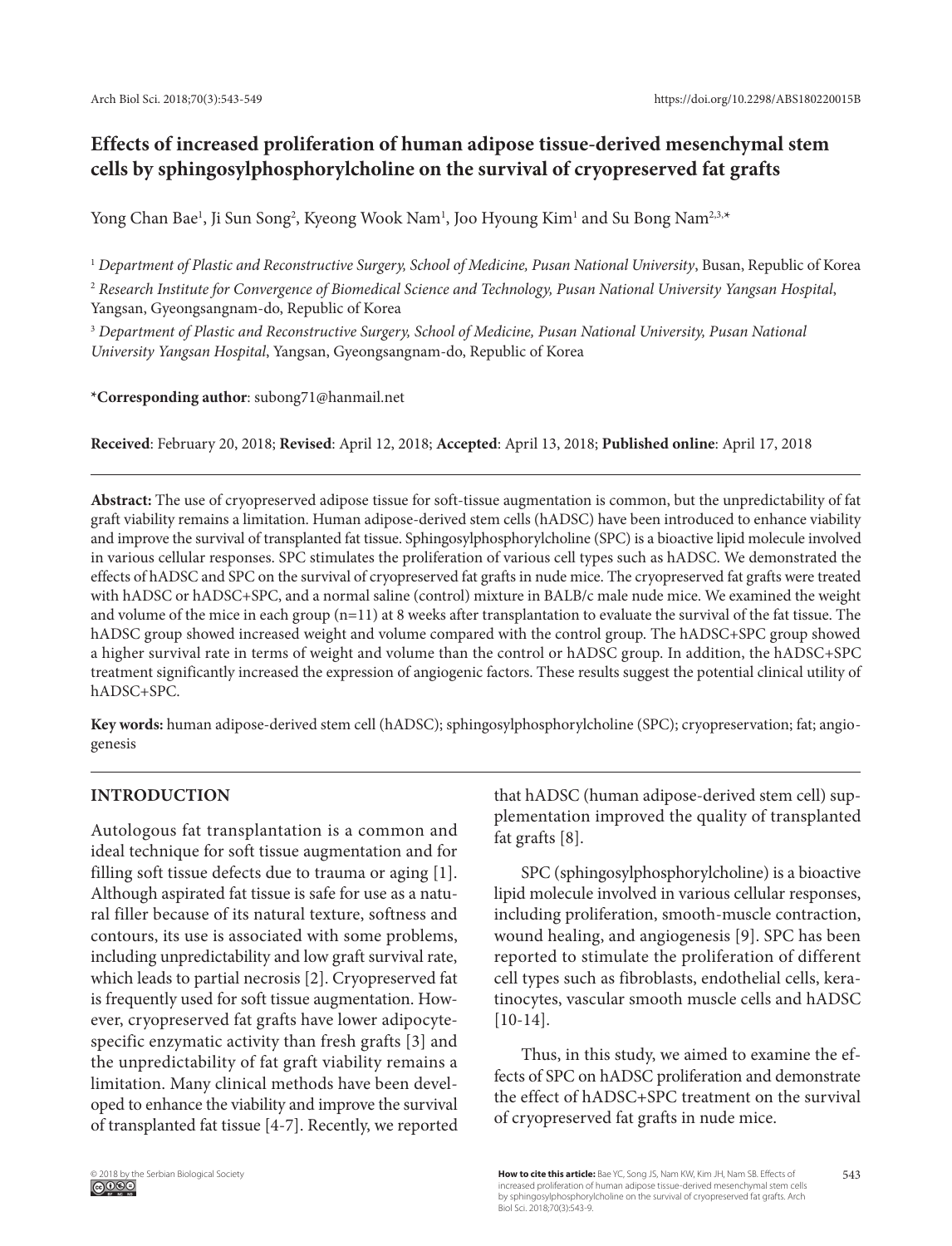# Effects of increased proliferation of human adipose tissue-derived mesenchymal stem cells by sphingosylphosphorylcholine on the survival of cryopreserved fat grafts

Yong Chan Bae[1], Ji Sun Song[2], Kyeong Wook Nam[1], Joo Hyoung Kim[1] and Su Bong Nam[2,3,*]

[1] *Department of Plastic and Reconstructive Surgery, School of Medicine, Pusan National University*, Busan, Republic of Korea

[2] *Research Institute for Convergence of Biomedical Science and Technology, Pusan National University Yangsan Hospital*, Yangsan, Gyeongsangnam-do, Republic of Korea

[3] *Department of Plastic and Reconstructive Surgery, School of Medicine, Pusan National University, Pusan National University Yangsan Hospital*, Yangsan, Gyeongsangnam-do, Republic of Korea

***Corresponding author**: subong71@hanmail.net

**Received**: February 20, 2018; **Revised**: April 12, 2018; **Accepted**: April 13, 2018; **Published online**: April 17, 2018

**Abstract:** The use of cryopreserved adipose tissue for soft-tissue augmentation is common, but the unpredictability of fat graft viability remains a limitation. Human adipose-derived stem cells (hADSC) have been introduced to enhance viability and improve the survival of transplanted fat tissue. Sphingosylphosphorylcholine (SPC) is a bioactive lipid molecule involved in various cellular responses. SPC stimulates the proliferation of various cell types such as hADSC. We demonstrated the effects of hADSC and SPC on the survival of cryopreserved fat grafts in nude mice. The cryopreserved fat grafts were treated with hADSC or hADSC+SPC, and a normal saline (control) mixture in BALB/c male nude mice. We examined the weight and volume of the mice in each group (n=11) at 8 weeks after transplantation to evaluate the survival of the fat tissue. The hADSC group showed increased weight and volume compared with the control group. The hADSC+SPC group showed a higher survival rate in terms of weight and volume than the control or hADSC group. In addition, the hADSC+SPC treatment significantly increased the expression of angiogenic factors. These results suggest the potential clinical utility of hADSC+SPC.

**Key words:** human adipose-derived stem cell (hADSC); sphingosylphosphorylcholine (SPC); cryopreservation; fat; angiogenesis

## INTRODUCTION

Autologous fat transplantation is a common and ideal technique for soft tissue augmentation and for filling soft tissue defects due to trauma or aging [1]. Although aspirated fat tissue is safe for use as a natural filler because of its natural texture, softness and contours, its use is associated with some problems, including unpredictability and low graft survival rate, which leads to partial necrosis [2]. Cryopreserved fat is frequently used for soft tissue augmentation. However, cryopreserved fat grafts have lower adipocyte-specific enzymatic activity than fresh grafts [3] and the unpredictability of fat graft viability remains a limitation. Many clinical methods have been developed to enhance the viability and improve the survival of transplanted fat tissue [4-7]. Recently, we reported that hADSC (human adipose-derived stem cell) supplementation improved the quality of transplanted fat grafts [8].

SPC (sphingosylphosphorylcholine) is a bioactive lipid molecule involved in various cellular responses, including proliferation, smooth-muscle contraction, wound healing, and angiogenesis [9]. SPC has been reported to stimulate the proliferation of different cell types such as fibroblasts, endothelial cells, keratinocytes, vascular smooth muscle cells and hADSC [10-14].

Thus, in this study, we aimed to examine the effects of SPC on hADSC proliferation and demonstrate the effect of hADSC+SPC treatment on the survival of cryopreserved fat grafts in nude mice.

© 2018 by the Serbian Biological Society

**How to cite this article:** Bae YC, Song JS, Nam KW, Kim JH, Nam SB. Effects of increased proliferation of human adipose tissue-derived mesenchymal stem cells by sphingosylphosphorylcholine on the survival of cryopreserved fat grafts. Arch Biol Sci. 2018;70(3):543-9.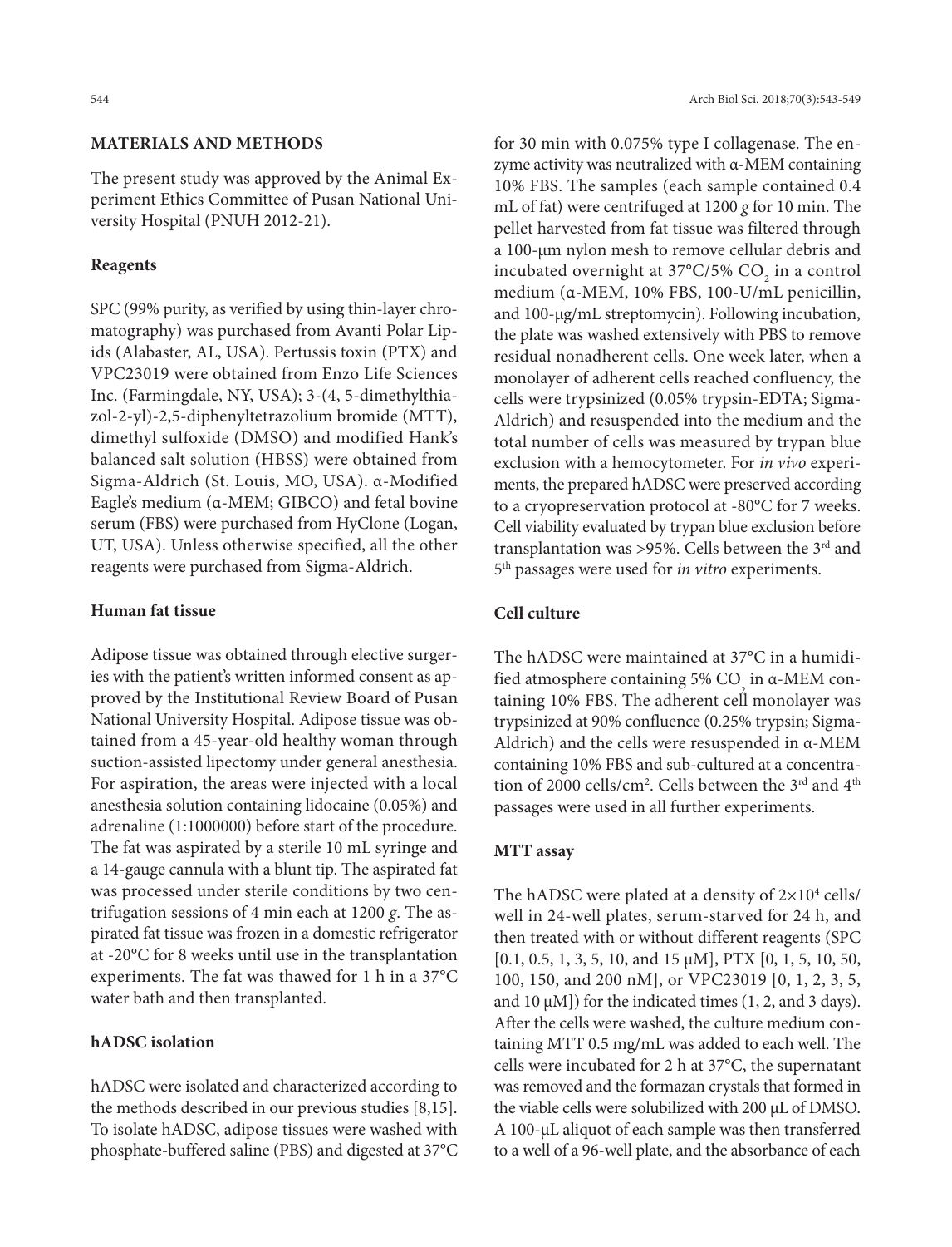## MATERIALS AND METHODS

The present study was approved by the Animal Experiment Ethics Committee of Pusan National University Hospital (PNUH 2012-21).

### Reagents

SPC (99% purity, as verified by using thin-layer chromatography) was purchased from Avanti Polar Lipids (Alabaster, AL, USA). Pertussis toxin (PTX) and VPC23019 were obtained from Enzo Life Sciences Inc. (Farmingdale, NY, USA); 3-(4, 5-dimethylthiazol-2-yl)-2,5-diphenyltetrazolium bromide (MTT), dimethyl sulfoxide (DMSO) and modified Hank's balanced salt solution (HBSS) were obtained from Sigma-Aldrich (St. Louis, MO, USA). α-Modified Eagle's medium (α-MEM; GIBCO) and fetal bovine serum (FBS) were purchased from HyClone (Logan, UT, USA). Unless otherwise specified, all the other reagents were purchased from Sigma-Aldrich.

### Human fat tissue

Adipose tissue was obtained through elective surgeries with the patient's written informed consent as approved by the Institutional Review Board of Pusan National University Hospital. Adipose tissue was obtained from a 45-year-old healthy woman through suction-assisted lipectomy under general anesthesia. For aspiration, the areas were injected with a local anesthesia solution containing lidocaine (0.05%) and adrenaline (1:1000000) before start of the procedure. The fat was aspirated by a sterile 10 mL syringe and a 14-gauge cannula with a blunt tip. The aspirated fat was processed under sterile conditions by two centrifugation sessions of 4 min each at 1200 *g*. The aspirated fat tissue was frozen in a domestic refrigerator at -20°C for 8 weeks until use in the transplantation experiments. The fat was thawed for 1 h in a 37°C water bath and then transplanted.

### hADSC isolation

hADSC were isolated and characterized according to the methods described in our previous studies [8,15]. To isolate hADSC, adipose tissues were washed with phosphate-buffered saline (PBS) and digested at 37°C for 30 min with 0.075% type I collagenase. The enzyme activity was neutralized with α-MEM containing 10% FBS. The samples (each sample contained 0.4 mL of fat) were centrifuged at 1200 *g* for 10 min. The pellet harvested from fat tissue was filtered through a 100-μm nylon mesh to remove cellular debris and incubated overnight at 37°C/5% $CO_2$ in a control medium (α-MEM, 10% FBS, 100-U/mL penicillin, and 100-μg/mL streptomycin). Following incubation, the plate was washed extensively with PBS to remove residual nonadherent cells. One week later, when a monolayer of adherent cells reached confluency, the cells were trypsinized (0.05% trypsin-EDTA; Sigma-Aldrich) and resuspended into the medium and the total number of cells was measured by trypan blue exclusion with a hemocytometer. For *in vivo* experiments, the prepared hADSC were preserved according to a cryopreservation protocol at -80°C for 7 weeks. Cell viability evaluated by trypan blue exclusion before transplantation was >95%. Cells between the 3rd and 5th passages were used for *in vitro* experiments.

### Cell culture

The hADSC were maintained at 37°C in a humidified atmosphere containing 5% $CO_2$ in α-MEM containing 10% FBS. The adherent cell monolayer was trypsinized at 90% confluence (0.25% trypsin; Sigma-Aldrich) and the cells were resuspended in α-MEM containing 10% FBS and sub-cultured at a concentration of 2000 cells/cm$^2$. Cells between the 3rd and 4th passages were used in all further experiments.

### MTT assay

The hADSC were plated at a density of $2\times10^4$ cells/well in 24-well plates, serum-starved for 24 h, and then treated with or without different reagents (SPC [0.1, 0.5, 1, 3, 5, 10, and 15 μM], PTX [0, 1, 5, 10, 50, 100, 150, and 200 nM], or VPC23019 [0, 1, 2, 3, 5, and 10 μM]) for the indicated times (1, 2, and 3 days). After the cells were washed, the culture medium containing MTT 0.5 mg/mL was added to each well. The cells were incubated for 2 h at 37°C, the supernatant was removed and the formazan crystals that formed in the viable cells were solubilized with 200 μL of DMSO. A 100-μL aliquot of each sample was then transferred to a well of a 96-well plate, and the absorbance of each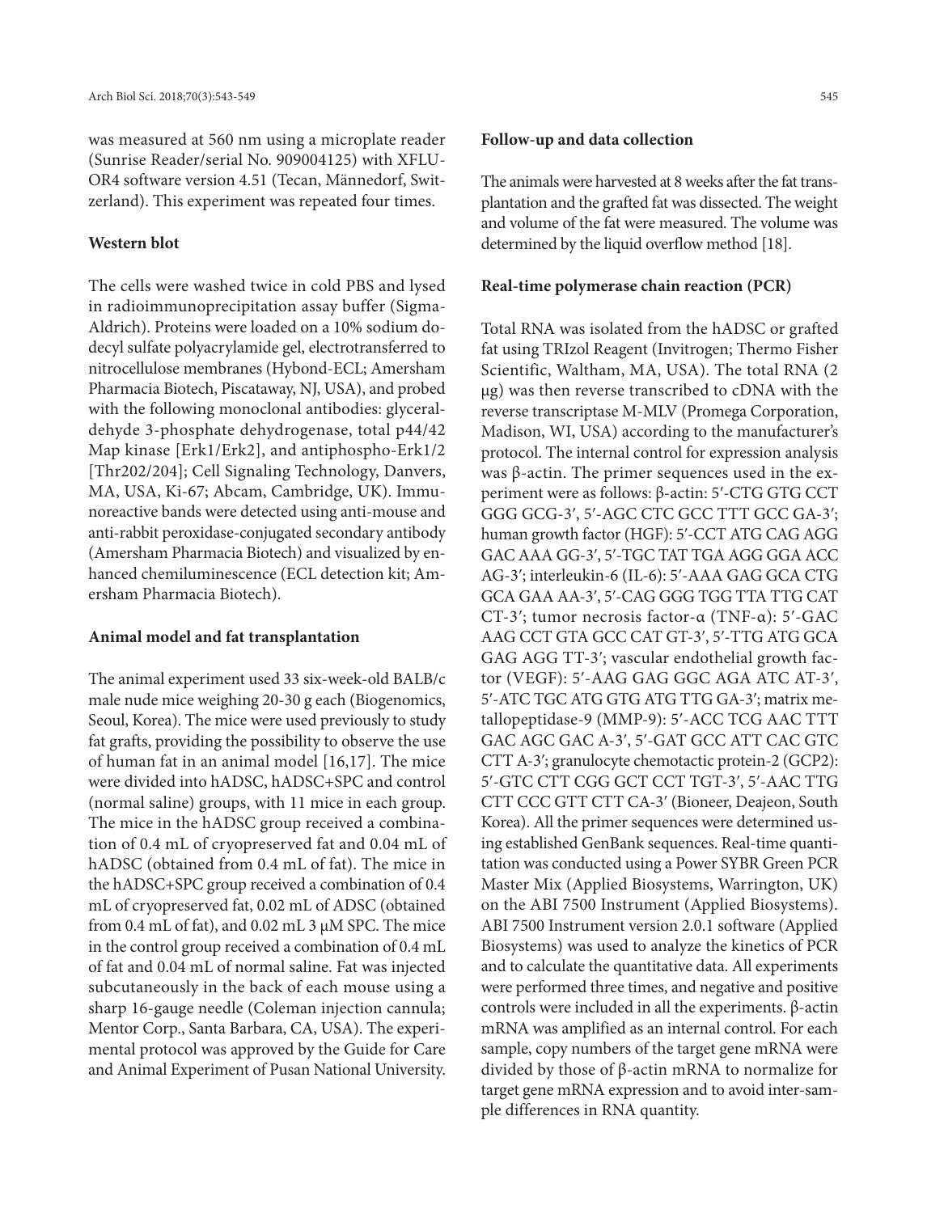was measured at 560 nm using a microplate reader (Sunrise Reader/serial No. 909004125) with XFLUOR4 software version 4.51 (Tecan, Männedorf, Switzerland). This experiment was repeated four times.

### Western blot

The cells were washed twice in cold PBS and lysed in radioimmunoprecipitation assay buffer (Sigma-Aldrich). Proteins were loaded on a 10% sodium dodecyl sulfate polyacrylamide gel, electrotransferred to nitrocellulose membranes (Hybond-ECL; Amersham Pharmacia Biotech, Piscataway, NJ, USA), and probed with the following monoclonal antibodies: glyceraldehyde 3-phosphate dehydrogenase, total p44/42 Map kinase [Erk1/Erk2], and antiphospho-Erk1/2 [Thr202/204]; Cell Signaling Technology, Danvers, MA, USA, Ki-67; Abcam, Cambridge, UK). Immunoreactive bands were detected using anti-mouse and anti-rabbit peroxidase-conjugated secondary antibody (Amersham Pharmacia Biotech) and visualized by enhanced chemiluminescence (ECL detection kit; Amersham Pharmacia Biotech).

### Animal model and fat transplantation

The animal experiment used 33 six-week-old BALB/c male nude mice weighing 20-30 g each (Biogenomics, Seoul, Korea). The mice were used previously to study fat grafts, providing the possibility to observe the use of human fat in an animal model [16,17]. The mice were divided into hADSC, hADSC+SPC and control (normal saline) groups, with 11 mice in each group. The mice in the hADSC group received a combination of 0.4 mL of cryopreserved fat and 0.04 mL of hADSC (obtained from 0.4 mL of fat). The mice in the hADSC+SPC group received a combination of 0.4 mL of cryopreserved fat, 0.02 mL of ADSC (obtained from 0.4 mL of fat), and 0.02 mL 3 μM SPC. The mice in the control group received a combination of 0.4 mL of fat and 0.04 mL of normal saline. Fat was injected subcutaneously in the back of each mouse using a sharp 16-gauge needle (Coleman injection cannula; Mentor Corp., Santa Barbara, CA, USA). The experimental protocol was approved by the Guide for Care and Animal Experiment of Pusan National University.

### Follow-up and data collection

The animals were harvested at 8 weeks after the fat transplantation and the grafted fat was dissected. The weight and volume of the fat were measured. The volume was determined by the liquid overflow method [18].

### Real-time polymerase chain reaction (PCR)

Total RNA was isolated from the hADSC or grafted fat using TRIzol Reagent (Invitrogen; Thermo Fisher Scientific, Waltham, MA, USA). The total RNA (2 μg) was then reverse transcribed to cDNA with the reverse transcriptase M-MLV (Promega Corporation, Madison, WI, USA) according to the manufacturer's protocol. The internal control for expression analysis was β-actin. The primer sequences used in the experiment were as follows: β-actin: 5′-CTG GTG CCT GGG GCG-3′, 5′-AGC CTC GCC TTT GCC GA-3′; human growth factor (HGF): 5′-CCT ATG CAG AGG GAC AAA GG-3′, 5′-TGC TAT TGA AGG GGA ACC AG-3′; interleukin-6 (IL-6): 5′-AAA GAG GCA CTG GCA GAA AA-3′, 5′-CAG GGG TGG TTA TTG CAT CT-3′; tumor necrosis factor-α (TNF-α): 5′-GAC AAG CCT GTA GCC CAT GT-3′, 5′-TTG ATG GCA GAG AGG TT-3′; vascular endothelial growth factor (VEGF): 5′-AAG GAG GGC AGA ATC AT-3′, 5′-ATC TGC ATG GTG ATG TTG GA-3′; matrix metallopeptidase-9 (MMP-9): 5′-ACC TCG AAC TTT GAC AGC GAC A-3′, 5′-GAT GCC ATT CAC GTC CTT A-3′; granulocyte chemotactic protein-2 (GCP2): 5′-GTC CTT CGG GCT CCT TGT-3′, 5′-AAC TTG CTT CCC GTT CTT CA-3′ (Bioneer, Deajeon, South Korea). All the primer sequences were determined using established GenBank sequences. Real-time quantitation was conducted using a Power SYBR Green PCR Master Mix (Applied Biosystems, Warrington, UK) on the ABI 7500 Instrument (Applied Biosystems). ABI 7500 Instrument version 2.0.1 software (Applied Biosystems) was used to analyze the kinetics of PCR and to calculate the quantitative data. All experiments were performed three times, and negative and positive controls were included in all the experiments. β-actin mRNA was amplified as an internal control. For each sample, copy numbers of the target gene mRNA were divided by those of β-actin mRNA to normalize for target gene mRNA expression and to avoid inter-sample differences in RNA quantity.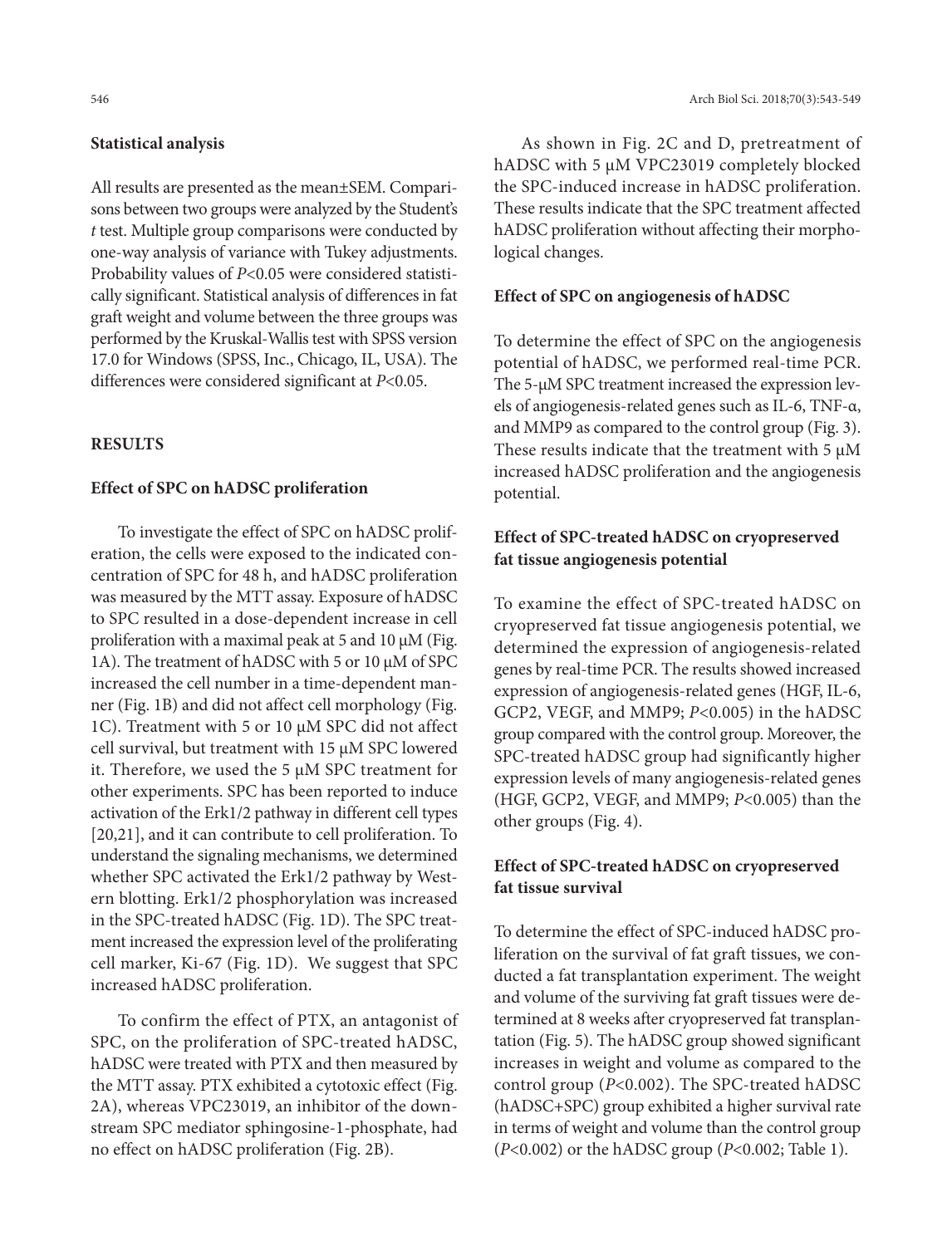## Statistical analysis

All results are presented as the mean±SEM. Comparisons between two groups were analyzed by the Student's *t* test. Multiple group comparisons were conducted by one-way analysis of variance with Tukey adjustments. Probability values of $P<0.05$ were considered statistically significant. Statistical analysis of differences in fat graft weight and volume between the three groups was performed by the Kruskal-Wallis test with SPSS version 17.0 for Windows (SPSS, Inc., Chicago, IL, USA). The differences were considered significant at $P<0.05$.

## RESULTS

### Effect of SPC on hADSC proliferation

To investigate the effect of SPC on hADSC proliferation, the cells were exposed to the indicated concentration of SPC for 48 h, and hADSC proliferation was measured by the MTT assay. Exposure of hADSC to SPC resulted in a dose-dependent increase in cell proliferation with a maximal peak at 5 and 10 μM (Fig. 1A). The treatment of hADSC with 5 or 10 μM of SPC increased the cell number in a time-dependent manner (Fig. 1B) and did not affect cell morphology (Fig. 1C). Treatment with 5 or 10 μM SPC did not affect cell survival, but treatment with 15 μM SPC lowered it. Therefore, we used the 5 μM SPC treatment for other experiments. SPC has been reported to induce activation of the Erk1/2 pathway in different cell types [20,21], and it can contribute to cell proliferation. To understand the signaling mechanisms, we determined whether SPC activated the Erk1/2 pathway by Western blotting. Erk1/2 phosphorylation was increased in the SPC-treated hADSC (Fig. 1D). The SPC treatment increased the expression level of the proliferating cell marker, Ki-67 (Fig. 1D). We suggest that SPC increased hADSC proliferation.

To confirm the effect of PTX, an antagonist of SPC, on the proliferation of SPC-treated hADSC, hADSC were treated with PTX and then measured by the MTT assay. PTX exhibited a cytotoxic effect (Fig. 2A), whereas VPC23019, an inhibitor of the downstream SPC mediator sphingosine-1-phosphate, had no effect on hADSC proliferation (Fig. 2B).

As shown in Fig. 2C and D, pretreatment of hADSC with 5 μM VPC23019 completely blocked the SPC-induced increase in hADSC proliferation. These results indicate that the SPC treatment affected hADSC proliferation without affecting their morphological changes.

### Effect of SPC on angiogenesis of hADSC

To determine the effect of SPC on the angiogenesis potential of hADSC, we performed real-time PCR. The 5-μM SPC treatment increased the expression levels of angiogenesis-related genes such as IL-6, TNF-α, and MMP9 as compared to the control group (Fig. 3). These results indicate that the treatment with 5 μM increased hADSC proliferation and the angiogenesis potential.

### Effect of SPC-treated hADSC on cryopreserved fat tissue angiogenesis potential

To examine the effect of SPC-treated hADSC on cryopreserved fat tissue angiogenesis potential, we determined the expression of angiogenesis-related genes by real-time PCR. The results showed increased expression of angiogenesis-related genes (HGF, IL-6, GCP2, VEGF, and MMP9; $P<0.005$) in the hADSC group compared with the control group. Moreover, the SPC-treated hADSC group had significantly higher expression levels of many angiogenesis-related genes (HGF, GCP2, VEGF, and MMP9; $P<0.005$) than the other groups (Fig. 4).

### Effect of SPC-treated hADSC on cryopreserved fat tissue survival

To determine the effect of SPC-induced hADSC proliferation on the survival of fat graft tissues, we conducted a fat transplantation experiment. The weight and volume of the surviving fat graft tissues were determined at 8 weeks after cryopreserved fat transplantation (Fig. 5). The hADSC group showed significant increases in weight and volume as compared to the control group ($P<0.002$). The SPC-treated hADSC (hADSC+SPC) group exhibited a higher survival rate in terms of weight and volume than the control group ($P<0.002$) or the hADSC group ($P<0.002$; Table 1).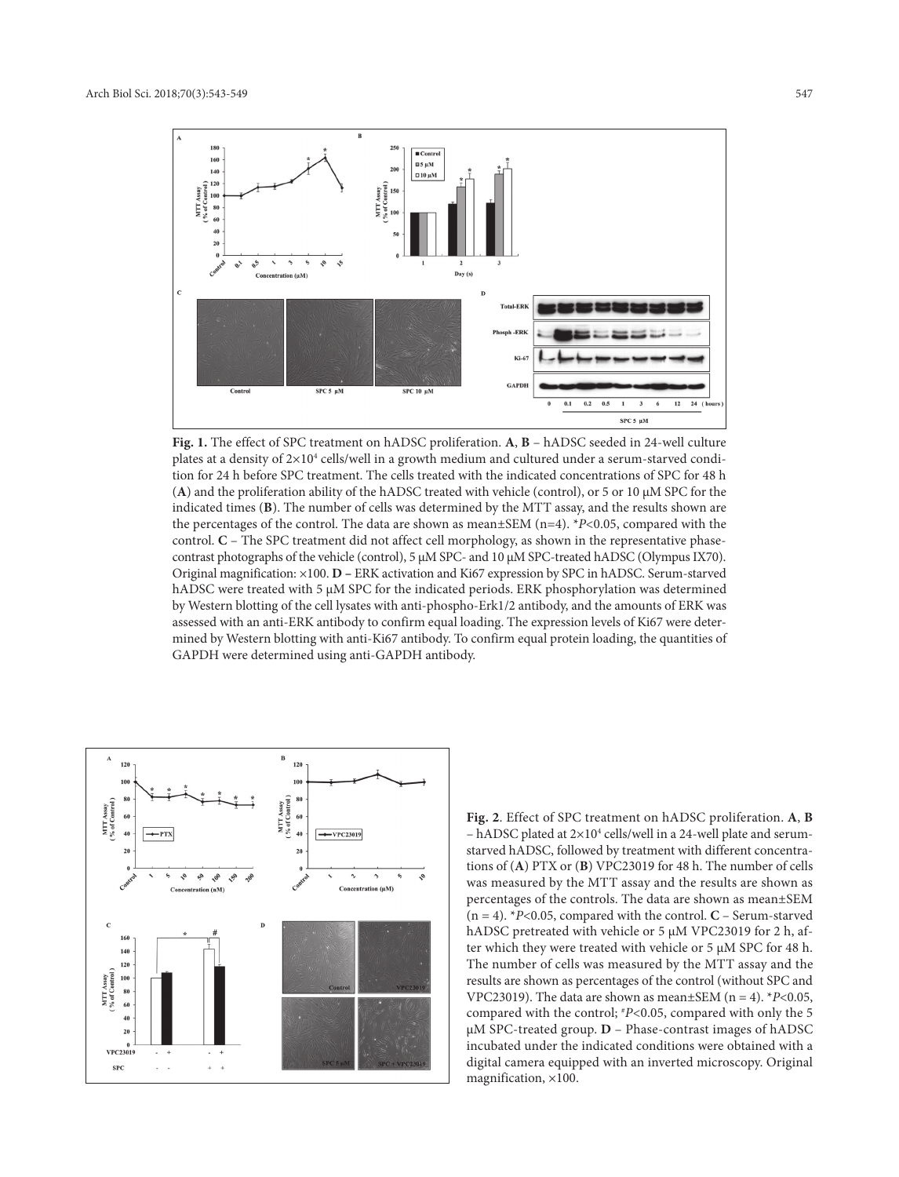**Fig. 1.** The effect of SPC treatment on hADSC proliferation. **A**, **B** – hADSC seeded in 24-well culture plates at a density of $2\times10^4$ cells/well in a growth medium and cultured under a serum-starved condition for 24 h before SPC treatment. The cells treated with the indicated concentrations of SPC for 48 h (**A**) and the proliferation ability of the hADSC treated with vehicle (control), or 5 or 10 μM SPC for the indicated times (**B**). The number of cells was determined by the MTT assay, and the results shown are the percentages of the control. The data are shown as mean±SEM (n=4). \**P*<0.05, compared with the control. **C** – The SPC treatment did not affect cell morphology, as shown in the representative phase-contrast photographs of the vehicle (control), 5 μM SPC- and 10 μM SPC-treated hADSC (Olympus IX70). Original magnification: ×100. **D –** ERK activation and Ki67 expression by SPC in hADSC. Serum-starved hADSC were treated with 5 μM SPC for the indicated periods. ERK phosphorylation was determined by Western blotting of the cell lysates with anti-phospho-Erk1/2 antibody, and the amounts of ERK was assessed with an anti-ERK antibody to confirm equal loading. The expression levels of Ki67 were determined by Western blotting with anti-Ki67 antibody. To confirm equal protein loading, the quantities of GAPDH were determined using anti-GAPDH antibody.

**Fig. 2**. Effect of SPC treatment on hADSC proliferation. **A**, **B** – hADSC plated at $2\times10^4$ cells/well in a 24-well plate and serum-starved hADSC, followed by treatment with different concentrations of (**A**) PTX or (**B**) VPC23019 for 48 h. The number of cells was measured by the MTT assay and the results are shown as percentages of the controls. The data are shown as mean±SEM (n = 4). \**P*<0.05, compared with the control. **C** – Serum-starved hADSC pretreated with vehicle or 5 μM VPC23019 for 2 h, after which they were treated with vehicle or 5 μM SPC for 48 h. The number of cells was measured by the MTT assay and the results are shown as percentages of the control (without SPC and VPC23019). The data are shown as mean±SEM (n = 4). \**P*<0.05, compared with the control; [#]*P*<0.05, compared with only the 5 μM SPC-treated group. **D** – Phase-contrast images of hADSC incubated under the indicated conditions were obtained with a digital camera equipped with an inverted microscopy. Original magnification, ×100.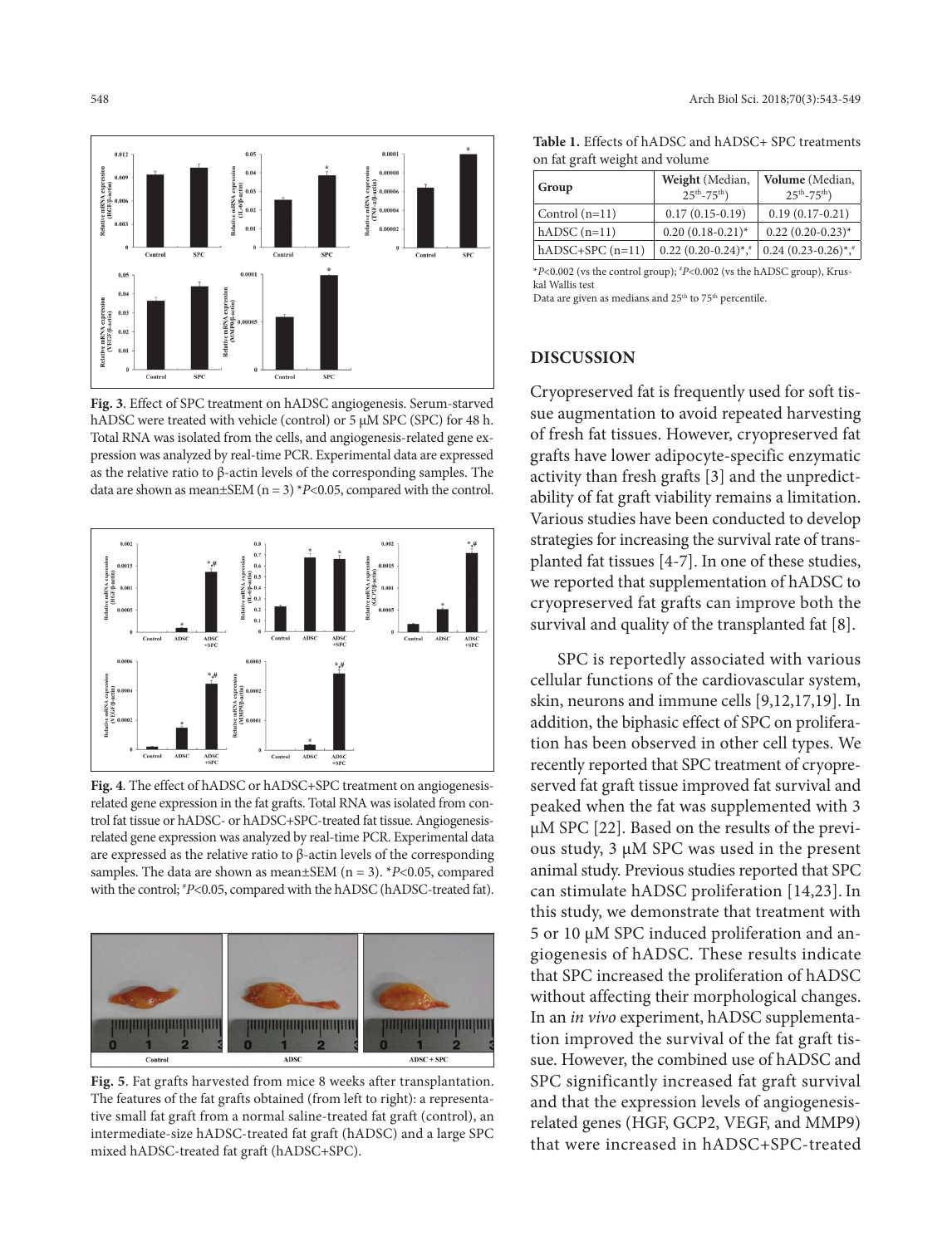Fig. 3. Effect of SPC treatment on hADSC angiogenesis. Serum-starved hADSC were treated with vehicle (control) or 5 μM SPC (SPC) for 48 h. Total RNA was isolated from the cells, and angiogenesis-related gene expression was analyzed by real-time PCR. Experimental data are expressed as the relative ratio to β-actin levels of the corresponding samples. The data are shown as mean±SEM (n = 3) \*$P<0.05$, compared with the control.

**Fig. 4**. The effect of hADSC or hADSC+SPC treatment on angiogenesis-related gene expression in the fat grafts. Total RNA was isolated from control fat tissue or hADSC- or hADSC+SPC-treated fat tissue. Angiogenesis-related gene expression was analyzed by real-time PCR. Experimental data are expressed as the relative ratio to β-actin levels of the corresponding samples. The data are shown as mean±SEM (n = 3). \*$P<0.05$, compared with the control; #$P<0.05$, compared with the hADSC (hADSC-treated fat).

**Fig. 5**. Fat grafts harvested from mice 8 weeks after transplantation. The features of the fat grafts obtained (from left to right): a representative small fat graft from a normal saline-treated fat graft (control), an intermediate-size hADSC-treated fat graft (hADSC) and a large SPC mixed hADSC-treated fat graft (hADSC+SPC).

**Table 1.** Effects of hADSC and hADSC+ SPC treatments on fat graft weight and volume

| Group | **Weight** (Median, $25^{th}$-$75^{th}$) | **Volume** (Median, $25^{th}$-$75^{th}$) |
|---|---|---|
| Control (n=11) | 0.17 (0.15-0.19) | 0.19 (0.17-0.21) |
| hADSC (n=11) | 0.20 (0.18-0.21)* | 0.22 (0.20-0.23)* |
| hADSC+SPC (n=11) | 0.22 (0.20-0.24)*,# | 0.24 (0.23-0.26)*,# |

\*$P<0.002$ (vs the control group); #$P<0.002$ (vs the hADSC group), Kruskal Wallis test

Data are given as medians and $25^{th}$ to $75^{th}$ percentile.

## DISCUSSION

Cryopreserved fat is frequently used for soft tissue augmentation to avoid repeated harvesting of fresh fat tissues. However, cryopreserved fat grafts have lower adipocyte-specific enzymatic activity than fresh grafts [3] and the unpredictability of fat graft viability remains a limitation. Various studies have been conducted to develop strategies for increasing the survival rate of transplanted fat tissues [4-7]. In one of these studies, we reported that supplementation of hADSC to cryopreserved fat grafts can improve both the survival and quality of the transplanted fat [8].

SPC is reportedly associated with various cellular functions of the cardiovascular system, skin, neurons and immune cells [9,12,17,19]. In addition, the biphasic effect of SPC on proliferation has been observed in other cell types. We recently reported that SPC treatment of cryopreserved fat graft tissue improved fat survival and peaked when the fat was supplemented with 3 μM SPC [22]. Based on the results of the previous study, 3 μM SPC was used in the present animal study. Previous studies reported that SPC can stimulate hADSC proliferation [14,23]. In this study, we demonstrate that treatment with 5 or 10 μM SPC induced proliferation and angiogenesis of hADSC. These results indicate that SPC increased the proliferation of hADSC without affecting their morphological changes. In an *in vivo* experiment, hADSC supplementation improved the survival of the fat graft tissue. However, the combined use of hADSC and SPC significantly increased fat graft survival and that the expression levels of angiogenesis-related genes (HGF, GCP2, VEGF, and MMP9) that were increased in hADSC+SPC-treated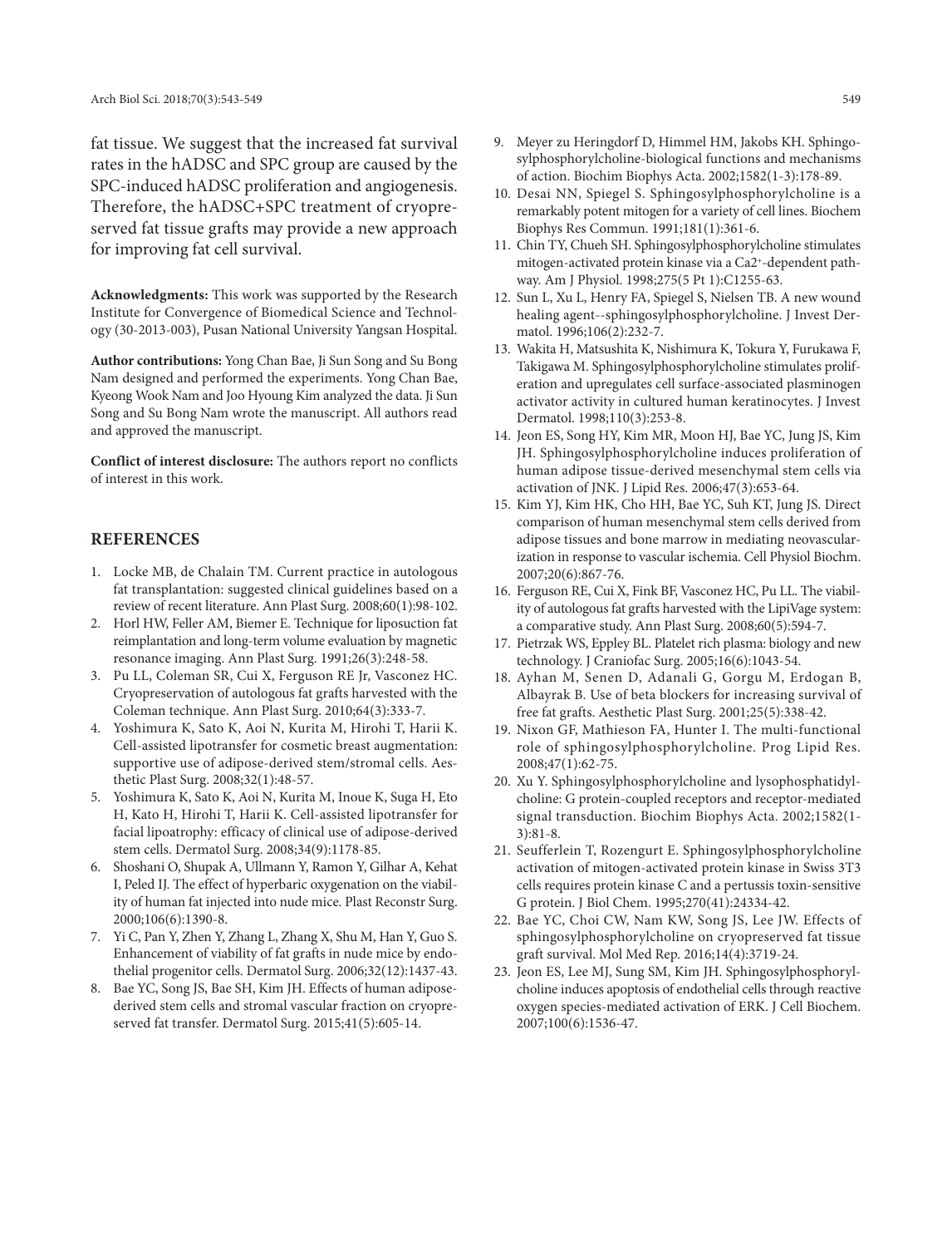fat tissue. We suggest that the increased fat survival rates in the hADSC and SPC group are caused by the SPC-induced hADSC proliferation and angiogenesis. Therefore, the hADSC+SPC treatment of cryopreserved fat tissue grafts may provide a new approach for improving fat cell survival.

**Acknowledgments:** This work was supported by the Research Institute for Convergence of Biomedical Science and Technology (30-2013-003), Pusan National University Yangsan Hospital.

**Author contributions:** Yong Chan Bae, Ji Sun Song and Su Bong Nam designed and performed the experiments. Yong Chan Bae, Kyeong Wook Nam and Joo Hyoung Kim analyzed the data. Ji Sun Song and Su Bong Nam wrote the manuscript. All authors read and approved the manuscript.

**Conflict of interest disclosure:** The authors report no conflicts of interest in this work.

## REFERENCES

1. Locke MB, de Chalain TM. Current practice in autologous fat transplantation: suggested clinical guidelines based on a review of recent literature. Ann Plast Surg. 2008;60(1):98-102.
2. Horl HW, Feller AM, Biemer E. Technique for liposuction fat reimplantation and long-term volume evaluation by magnetic resonance imaging. Ann Plast Surg. 1991;26(3):248-58.
3. Pu LL, Coleman SR, Cui X, Ferguson RE Jr, Vasconez HC. Cryopreservation of autologous fat grafts harvested with the Coleman technique. Ann Plast Surg. 2010;64(3):333-7.
4. Yoshimura K, Sato K, Aoi N, Kurita M, Hirohi T, Harii K. Cell-assisted lipotransfer for cosmetic breast augmentation: supportive use of adipose-derived stem/stromal cells. Aesthetic Plast Surg. 2008;32(1):48-57.
5. Yoshimura K, Sato K, Aoi N, Kurita M, Inoue K, Suga H, Eto H, Kato H, Hirohi T, Harii K. Cell-assisted lipotransfer for facial lipoatrophy: efficacy of clinical use of adipose-derived stem cells. Dermatol Surg. 2008;34(9):1178-85.
6. Shoshani O, Shupak A, Ullmann Y, Ramon Y, Gilhar A, Kehat I, Peled IJ. The effect of hyperbaric oxygenation on the viability of human fat injected into nude mice. Plast Reconstr Surg. 2000;106(6):1390-8.
7. Yi C, Pan Y, Zhen Y, Zhang L, Zhang X, Shu M, Han Y, Guo S. Enhancement of viability of fat grafts in nude mice by endothelial progenitor cells. Dermatol Surg. 2006;32(12):1437-43.
8. Bae YC, Song JS, Bae SH, Kim JH. Effects of human adipose-derived stem cells and stromal vascular fraction on cryopreserved fat transfer. Dermatol Surg. 2015;41(5):605-14.
9. Meyer zu Heringdorf D, Himmel HM, Jakobs KH. Sphingosylphosphorylcholine-biological functions and mechanisms of action. Biochim Biophys Acta. 2002;1582(1-3):178-89.
10. Desai NN, Spiegel S. Sphingosylphosphorylcholine is a remarkably potent mitogen for a variety of cell lines. Biochem Biophys Res Commun. 1991;181(1):361-6.
11. Chin TY, Chueh SH. Sphingosylphosphorylcholine stimulates mitogen-activated protein kinase via a $Ca^{2+}$-dependent pathway. Am J Physiol. 1998;275(5 Pt 1):C1255-63.
12. Sun L, Xu L, Henry FA, Spiegel S, Nielsen TB. A new wound healing agent--sphingosylphosphorylcholine. J Invest Dermatol. 1996;106(2):232-7.
13. Wakita H, Matsushita K, Nishimura K, Tokura Y, Furukawa F, Takigawa M. Sphingosylphosphorylcholine stimulates proliferation and upregulates cell surface-associated plasminogen activator activity in cultured human keratinocytes. J Invest Dermatol. 1998;110(3):253-8.
14. Jeon ES, Song HY, Kim MR, Moon HJ, Bae YC, Jung JS, Kim JH. Sphingosylphosphorylcholine induces proliferation of human adipose tissue-derived mesenchymal stem cells via activation of JNK. J Lipid Res. 2006;47(3):653-64.
15. Kim YJ, Kim HK, Cho HH, Bae YC, Suh KT, Jung JS. Direct comparison of human mesenchymal stem cells derived from adipose tissues and bone marrow in mediating neovascularization in response to vascular ischemia. Cell Physiol Biochm. 2007;20(6):867-76.
16. Ferguson RE, Cui X, Fink BF, Vasconez HC, Pu LL. The viability of autologous fat grafts harvested with the LipiVage system: a comparative study. Ann Plast Surg. 2008;60(5):594-7.
17. Pietrzak WS, Eppley BL. Platelet rich plasma: biology and new technology. J Craniofac Surg. 2005;16(6):1043-54.
18. Ayhan M, Senen D, Adanali G, Gorgu M, Erdogan B, Albayrak B. Use of beta blockers for increasing survival of free fat grafts. Aesthetic Plast Surg. 2001;25(5):338-42.
19. Nixon GF, Mathieson FA, Hunter I. The multi-functional role of sphingosylphosphorylcholine. Prog Lipid Res. 2008;47(1):62-75.
20. Xu Y. Sphingosylphosphorylcholine and lysophosphatidylcholine: G protein-coupled receptors and receptor-mediated signal transduction. Biochim Biophys Acta. 2002;1582(1-3):81-8.
21. Seufferlein T, Rozengurt E. Sphingosylphosphorylcholine activation of mitogen-activated protein kinase in Swiss 3T3 cells requires protein kinase C and a pertussis toxin-sensitive G protein. J Biol Chem. 1995;270(41):24334-42.
22. Bae YC, Choi CW, Nam KW, Song JS, Lee JW. Effects of sphingosylphosphorylcholine on cryopreserved fat tissue graft survival. Mol Med Rep. 2016;14(4):3719-24.
23. Jeon ES, Lee MJ, Sung SM, Kim JH. Sphingosylphosphorylcholine induces apoptosis of endothelial cells through reactive oxygen species-mediated activation of ERK. J Cell Biochem. 2007;100(6):1536-47.